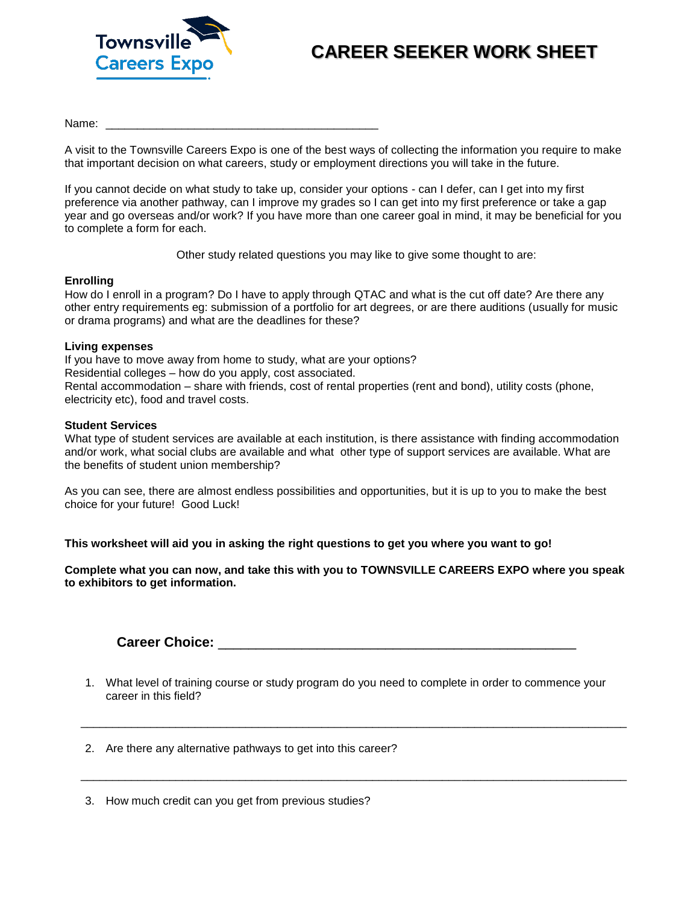Townsville Careers Expo

# CAREER SEEKER WORK SHEET

Name: ___________________________________________

A visit to the Townsville Careers Expo is one of the best ways of collecting the information you require to make that important decision on what careers, study or employment directions you will take in the future.

If you cannot decide on what study to take up, consider your options - can I defer, can I get into my first preference via another pathway, can I improve my grades so I can get into my first preference or take a gap year and go overseas and/or work? If you have more than one career goal in mind, it may be beneficial for you to complete a form for each.

Other study related questions you may like to give some thought to are:

**Enrolling**
How do I enroll in a program? Do I have to apply through QTAC and what is the cut off date? Are there any other entry requirements eg: submission of a portfolio for art degrees, or are there auditions (usually for music or drama programs) and what are the deadlines for these?

**Living expenses**
If you have to move away from home to study, what are your options?
Residential colleges – how do you apply, cost associated.
Rental accommodation – share with friends, cost of rental properties (rent and bond), utility costs (phone, electricity etc), food and travel costs.

**Student Services**
What type of student services are available at each institution, is there assistance with finding accommodation and/or work, what social clubs are available and what other type of support services are available. What are the benefits of student union membership?

As you can see, there are almost endless possibilities and opportunities, but it is up to you to make the best choice for your future! Good Luck!

**This worksheet will aid you in asking the right questions to get you where you want to go!**

**Complete what you can now, and take this with you to TOWNSVILLE CAREERS EXPO where you speak to exhibitors to get information.**

**Career Choice:** ______________________________________________

1. What level of training course or study program do you need to complete in order to commence your career in this field?

_____________________________________________________________________________

2. Are there any alternative pathways to get into this career?

_____________________________________________________________________________

3. How much credit can you get from previous studies?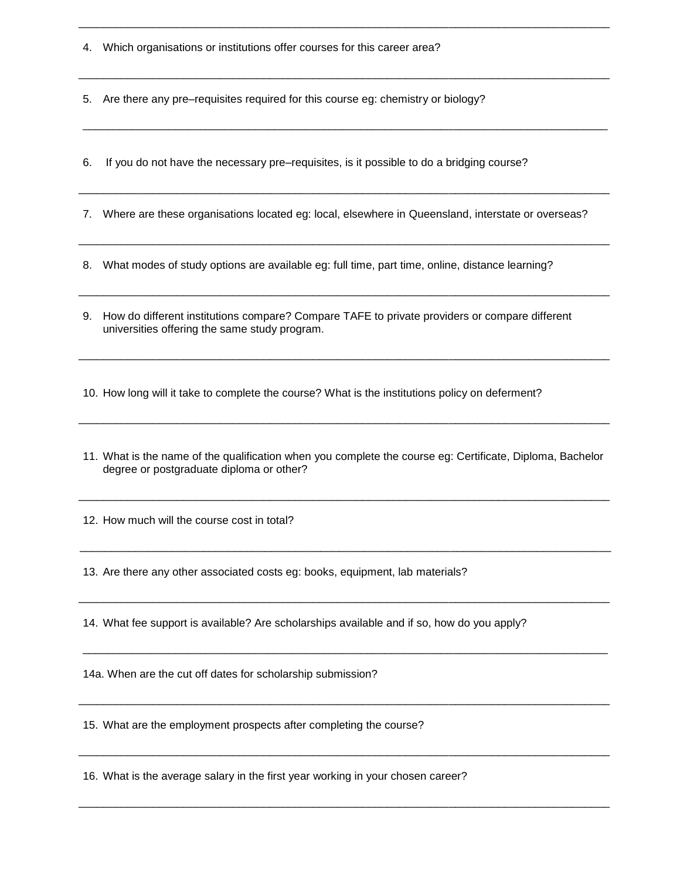4. Which organisations or institutions offer courses for this career area?

5. Are there any pre–requisites required for this course eg: chemistry or biology?

6. If you do not have the necessary pre–requisites, is it possible to do a bridging course?

7. Where are these organisations located eg: local, elsewhere in Queensland, interstate or overseas?

8. What modes of study options are available eg: full time, part time, online, distance learning?

9. How do different institutions compare? Compare TAFE to private providers or compare different universities offering the same study program.

10. How long will it take to complete the course? What is the institutions policy on deferment?

11. What is the name of the qualification when you complete the course eg: Certificate, Diploma, Bachelor degree or postgraduate diploma or other?

12. How much will the course cost in total?

13. Are there any other associated costs eg: books, equipment, lab materials?

14. What fee support is available? Are scholarships available and if so, how do you apply?

14a. When are the cut off dates for scholarship submission?

15. What are the employment prospects after completing the course?

16. What is the average salary in the first year working in your chosen career?